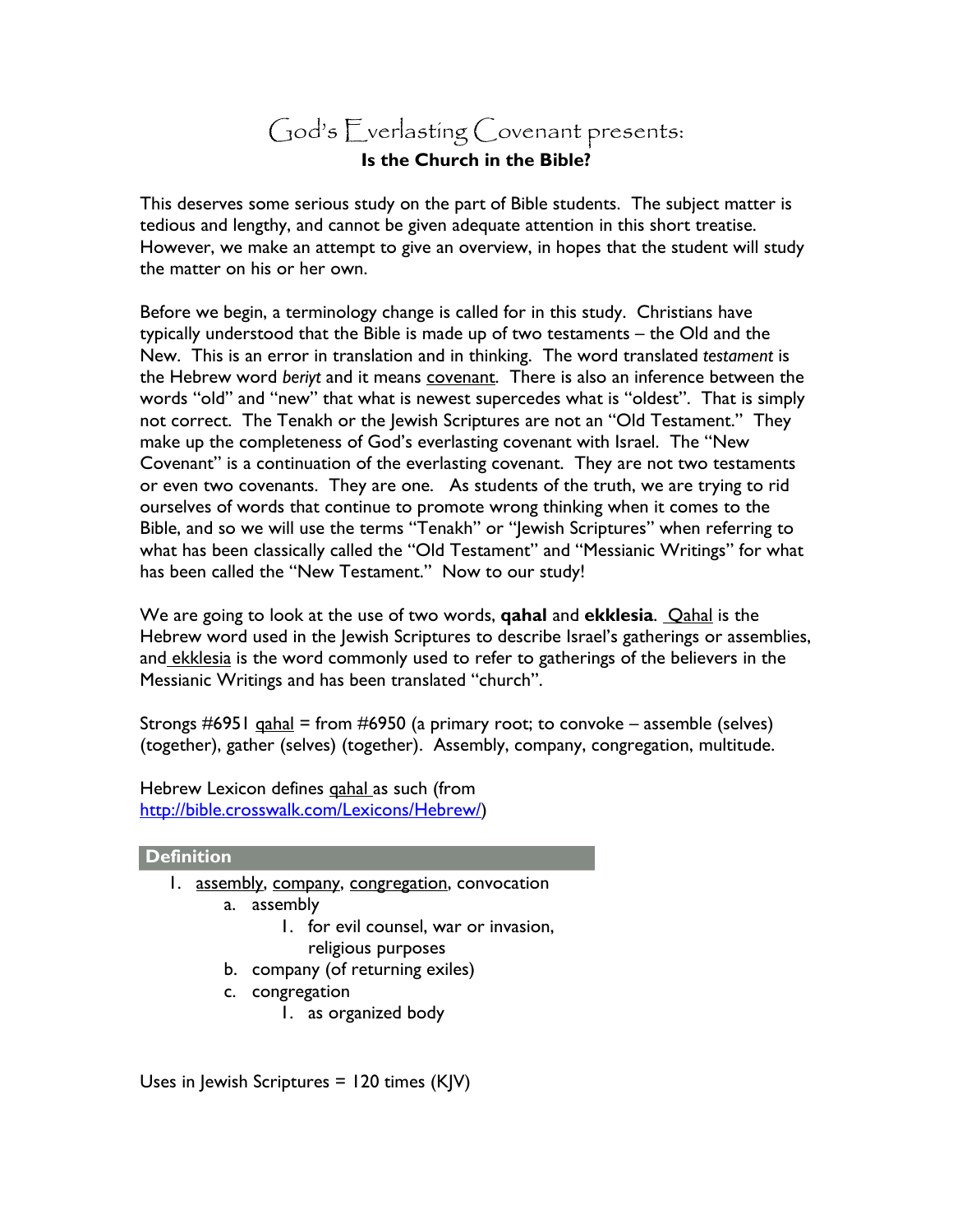# God's Everlasting Covenant presents:

## Is the Church in the Bible?

This deserves some serious study on the part of Bible students. The subject matter is tedious and lengthy, and cannot be given adequate attention in this short treatise. However, we make an attempt to give an overview, in hopes that the student will study the matter on his or her own.

Before we begin, a terminology change is called for in this study. Christians have typically understood that the Bible is made up of two testaments – the Old and the New. This is an error in translation and in thinking. The word translated *testament* is the Hebrew word *beriyt* and it means covenant. There is also an inference between the words "old" and "new" that what is newest supercedes what is "oldest". That is simply not correct. The Tenakh or the Jewish Scriptures are not an "Old Testament." They make up the completeness of God's everlasting covenant with Israel. The "New Covenant" is a continuation of the everlasting covenant. They are not two testaments or even two covenants. They are one. As students of the truth, we are trying to rid ourselves of words that continue to promote wrong thinking when it comes to the Bible, and so we will use the terms "Tenakh" or "Jewish Scriptures" when referring to what has been classically called the "Old Testament" and "Messianic Writings" for what has been called the "New Testament." Now to our study!

We are going to look at the use of two words, **qahal** and **ekklesia**. Qahal is the Hebrew word used in the Jewish Scriptures to describe Israel's gatherings or assemblies, and ekklesia is the word commonly used to refer to gatherings of the believers in the Messianic Writings and has been translated "church".

Strongs #6951 qahal = from #6950 (a primary root; to convoke – assemble (selves) (together), gather (selves) (together). Assembly, company, congregation, multitude.

Hebrew Lexicon defines qahal as such (from http://bible.crosswalk.com/Lexicons/Hebrew/)

**Definition**

1. assembly, company, congregation, convocation
   a. assembly
      1. for evil counsel, war or invasion, religious purposes
   b. company (of returning exiles)
   c. congregation
      1. as organized body

Uses in Jewish Scriptures = 120 times (KJV)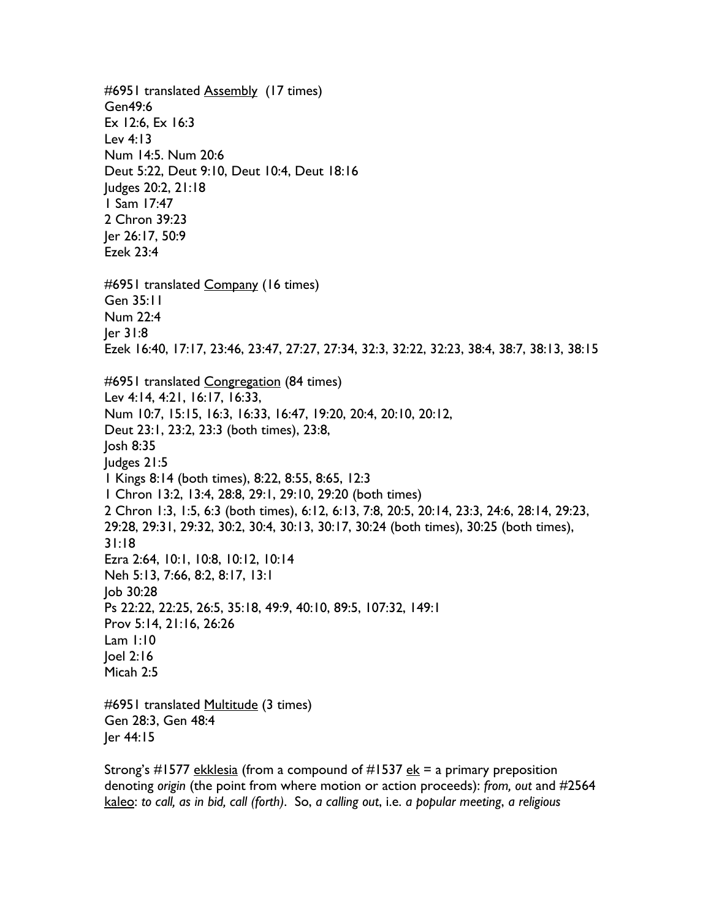#6951 translated <u>Assembly</u> (17 times)
Gen49:6
Ex 12:6, Ex 16:3
Lev 4:13
Num 14:5. Num 20:6
Deut 5:22, Deut 9:10, Deut 10:4, Deut 18:16
Judges 20:2, 21:18
1 Sam 17:47
2 Chron 39:23
Jer 26:17, 50:9
Ezek 23:4

#6951 translated <u>Company</u> (16 times)
Gen 35:11
Num 22:4
Jer 31:8
Ezek 16:40, 17:17, 23:46, 23:47, 27:27, 27:34, 32:3, 32:22, 32:23, 38:4, 38:7, 38:13, 38:15

#6951 translated <u>Congregation</u> (84 times)
Lev 4:14, 4:21, 16:17, 16:33,
Num 10:7, 15:15, 16:3, 16:33, 16:47, 19:20, 20:4, 20:10, 20:12,
Deut 23:1, 23:2, 23:3 (both times), 23:8,
Josh 8:35
Judges 21:5
1 Kings 8:14 (both times), 8:22, 8:55, 8:65, 12:3
1 Chron 13:2, 13:4, 28:8, 29:1, 29:10, 29:20 (both times)
2 Chron 1:3, 1:5, 6:3 (both times), 6:12, 6:13, 7:8, 20:5, 20:14, 23:3, 24:6, 28:14, 29:23, 29:28, 29:31, 29:32, 30:2, 30:4, 30:13, 30:17, 30:24 (both times), 30:25 (both times), 31:18
Ezra 2:64, 10:1, 10:8, 10:12, 10:14
Neh 5:13, 7:66, 8:2, 8:17, 13:1
Job 30:28
Ps 22:22, 22:25, 26:5, 35:18, 49:9, 40:10, 89:5, 107:32, 149:1
Prov 5:14, 21:16, 26:26
Lam 1:10
Joel 2:16
Micah 2:5

#6951 translated <u>Multitude</u> (3 times)
Gen 28:3, Gen 48:4
Jer 44:15

Strong's #1577 <u>ekklesia</u> (from a compound of #1537 <u>ek</u> = a primary preposition denoting *origin* (the point from where motion or action proceeds): *from, out* and #2564 <u>kaleo</u>: *to call, as in bid, call (forth)*. So, *a calling out*, i.e. *a popular meeting*, *a religious*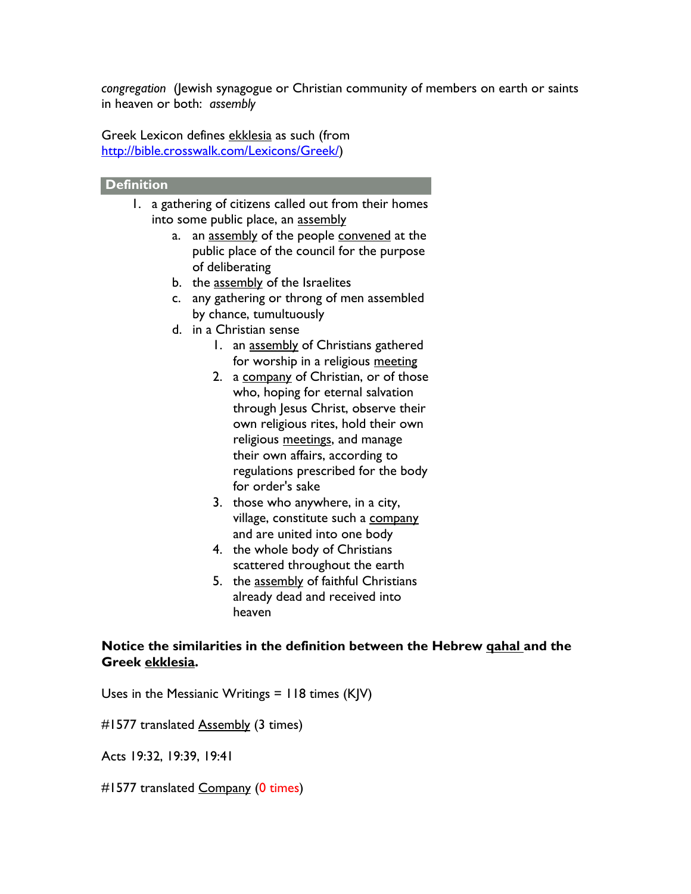*congregation* (Jewish synagogue or Christian community of members on earth or saints in heaven or both: *assembly*

Greek Lexicon defines ekklesia as such (from http://bible.crosswalk.com/Lexicons/Greek/)

### Definition

1. a gathering of citizens called out from their homes into some public place, an assembly
   a. an assembly of the people convened at the public place of the council for the purpose of deliberating
   b. the assembly of the Israelites
   c. any gathering or throng of men assembled by chance, tumultuously
   d. in a Christian sense
      1. an assembly of Christians gathered for worship in a religious meeting
      2. a company of Christian, or of those who, hoping for eternal salvation through Jesus Christ, observe their own religious rites, hold their own religious meetings, and manage their own affairs, according to regulations prescribed for the body for order's sake
      3. those who anywhere, in a city, village, constitute such a company and are united into one body
      4. the whole body of Christians scattered throughout the earth
      5. the assembly of faithful Christians already dead and received into heaven

**Notice the similarities in the definition between the Hebrew qahal and the Greek ekklesia.**

Uses in the Messianic Writings = 118 times (KJV)

#1577 translated Assembly (3 times)

Acts 19:32, 19:39, 19:41

#1577 translated Company (0 times)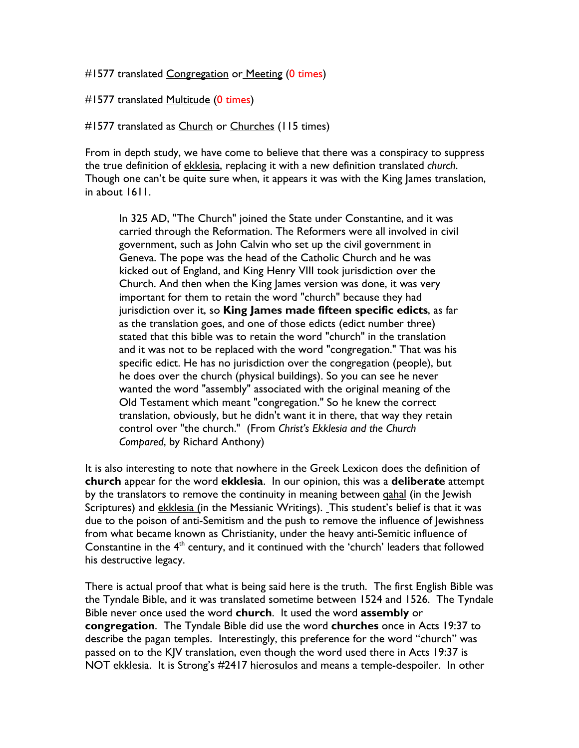#1577 translated Congregation or Meeting (0 times)

#1577 translated Multitude (0 times)

#1577 translated as Church or Churches (115 times)

From in depth study, we have come to believe that there was a conspiracy to suppress the true definition of ekklesia, replacing it with a new definition translated *church*. Though one can't be quite sure when, it appears it was with the King James translation, in about 1611.

> In 325 AD, "The Church" joined the State under Constantine, and it was carried through the Reformation. The Reformers were all involved in civil government, such as John Calvin who set up the civil government in Geneva. The pope was the head of the Catholic Church and he was kicked out of England, and King Henry VIII took jurisdiction over the Church. And then when the King James version was done, it was very important for them to retain the word "church" because they had jurisdiction over it, so **King James made fifteen specific edicts**, as far as the translation goes, and one of those edicts (edict number three) stated that this bible was to retain the word "church" in the translation and it was not to be replaced with the word "congregation." That was his specific edict. He has no jurisdiction over the congregation (people), but he does over the church (physical buildings). So you can see he never wanted the word "assembly" associated with the original meaning of the Old Testament which meant "congregation." So he knew the correct translation, obviously, but he didn't want it in there, that way they retain control over "the church." (From *Christ's Ekklesia and the Church Compared*, by Richard Anthony)

It is also interesting to note that nowhere in the Greek Lexicon does the definition of **church** appear for the word **ekklesia**. In our opinion, this was a **deliberate** attempt by the translators to remove the continuity in meaning between qahal (in the Jewish Scriptures) and ekklesia (in the Messianic Writings). This student's belief is that it was due to the poison of anti-Semitism and the push to remove the influence of Jewishness from what became known as Christianity, under the heavy anti-Semitic influence of Constantine in the 4th century, and it continued with the 'church' leaders that followed his destructive legacy.

There is actual proof that what is being said here is the truth. The first English Bible was the Tyndale Bible, and it was translated sometime between 1524 and 1526. The Tyndale Bible never once used the word **church**. It used the word **assembly** or **congregation**. The Tyndale Bible did use the word **churches** once in Acts 19:37 to describe the pagan temples. Interestingly, this preference for the word "church" was passed on to the KJV translation, even though the word used there in Acts 19:37 is NOT ekklesia. It is Strong's #2417 hierosulos and means a temple-despoiler. In other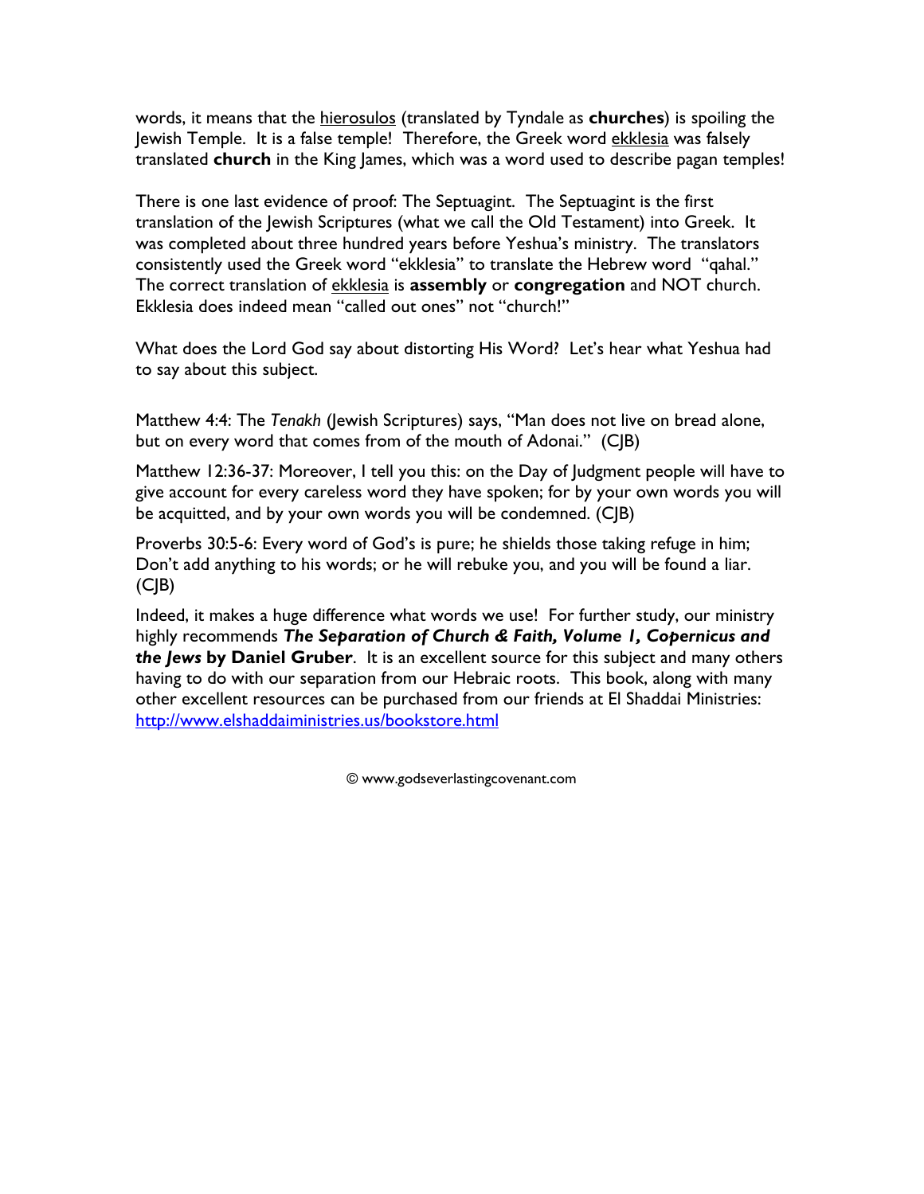words, it means that the hierosulos (translated by Tyndale as **churches**) is spoiling the Jewish Temple. It is a false temple! Therefore, the Greek word ekklesia was falsely translated **church** in the King James, which was a word used to describe pagan temples!

There is one last evidence of proof: The Septuagint. The Septuagint is the first translation of the Jewish Scriptures (what we call the Old Testament) into Greek. It was completed about three hundred years before Yeshua's ministry. The translators consistently used the Greek word "ekklesia" to translate the Hebrew word "qahal." The correct translation of ekklesia is **assembly** or **congregation** and NOT church. Ekklesia does indeed mean "called out ones" not "church!"

What does the Lord God say about distorting His Word? Let's hear what Yeshua had to say about this subject.

Matthew 4:4: The *Tenakh* (Jewish Scriptures) says, "Man does not live on bread alone, but on every word that comes from of the mouth of Adonai." (CJB)

Matthew 12:36-37: Moreover, I tell you this: on the Day of Judgment people will have to give account for every careless word they have spoken; for by your own words you will be acquitted, and by your own words you will be condemned. (CJB)

Proverbs 30:5-6: Every word of God's is pure; he shields those taking refuge in him; Don't add anything to his words; or he will rebuke you, and you will be found a liar. (CJB)

Indeed, it makes a huge difference what words we use! For further study, our ministry highly recommends ***The Separation of Church & Faith, Volume 1, Copernicus and the Jews* by Daniel Gruber**. It is an excellent source for this subject and many others having to do with our separation from our Hebraic roots. This book, along with many other excellent resources can be purchased from our friends at El Shaddai Ministries: http://www.elshaddaiministries.us/bookstore.html

© www.godseverlastingcovenant.com